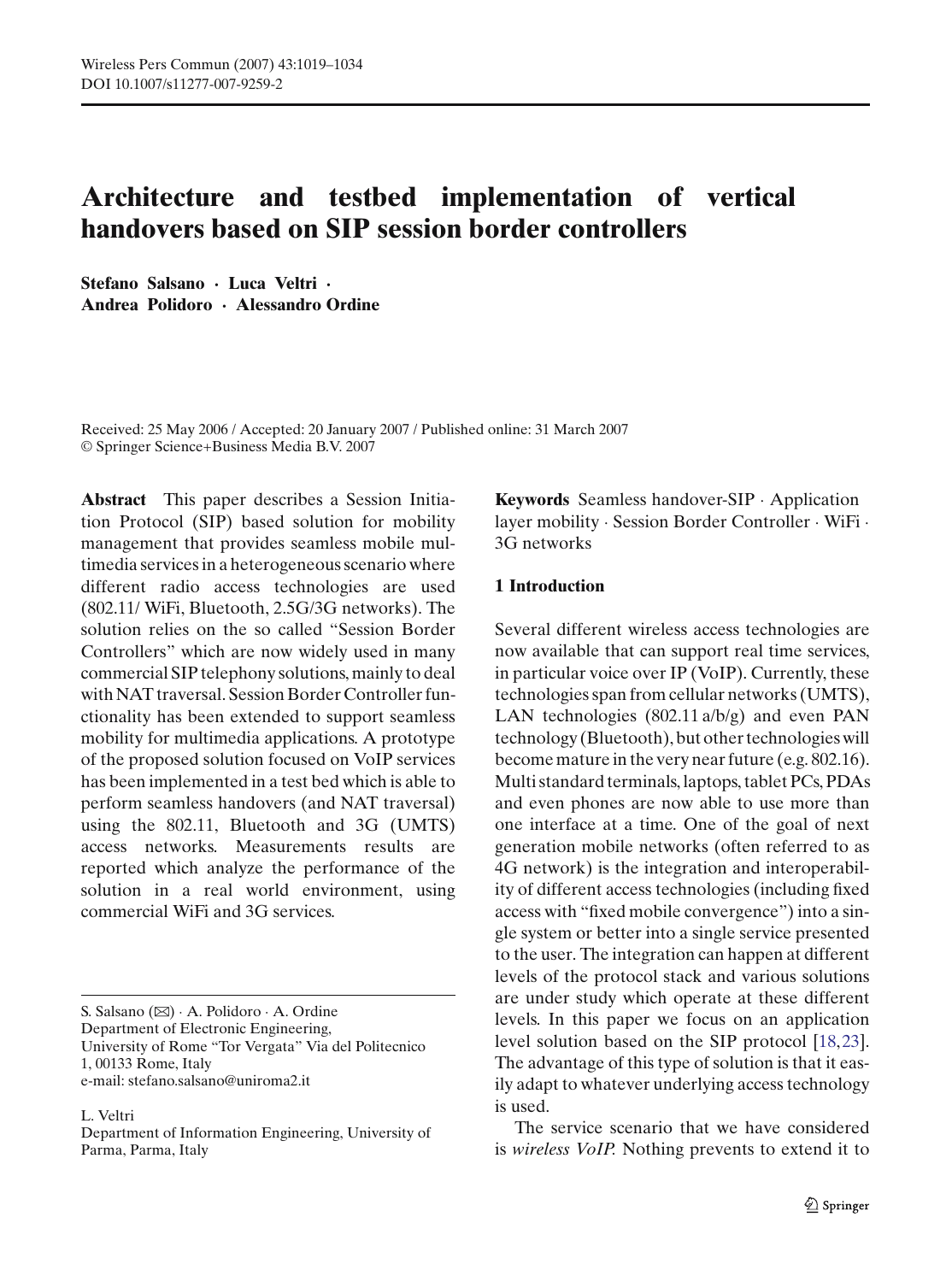／# Architecture and testbed implementation of vertical handovers based on SIP session border controllers

**Stefano Salsano · Luca Veltri · Andrea Polidoro · Alessandro Ordine**

Received: 25 May 2006 / Accepted: 20 January 2007 / Published online: 31 March 2007
© Springer Science+Business Media B.V. 2007

**Abstract** This paper describes a Session Initiation Protocol (SIP) based solution for mobility management that provides seamless mobile multimedia services in a heterogeneous scenario where different radio access technologies are used (802.11/ WiFi, Bluetooth, 2.5G/3G networks). The solution relies on the so called "Session Border Controllers" which are now widely used in many commercial SIP telephony solutions, mainly to deal with NAT traversal. Session Border Controller functionality has been extended to support seamless mobility for multimedia applications. A prototype of the proposed solution focused on VoIP services has been implemented in a test bed which is able to perform seamless handovers (and NAT traversal) using the 802.11, Bluetooth and 3G (UMTS) access networks. Measurements results are reported which analyze the performance of the solution in a real world environment, using commercial WiFi and 3G services.

S. Salsano (✉) · A. Polidoro · A. Ordine
Department of Electronic Engineering,
University of Rome "Tor Vergata" Via del Politecnico 1, 00133 Rome, Italy
e-mail: stefano.salsano@uniroma2.it

L. Veltri
Department of Information Engineering, University of Parma, Parma, Italy

**Keywords** Seamless handover-SIP · Application layer mobility · Session Border Controller · WiFi · 3G networks

## 1 Introduction

Several different wireless access technologies are now available that can support real time services, in particular voice over IP (VoIP). Currently, these technologies span from cellular networks (UMTS), LAN technologies (802.11 a/b/g) and even PAN technology (Bluetooth), but other technologies will become mature in the very near future (e.g. 802.16). Multi standard terminals, laptops, tablet PCs, PDAs and even phones are now able to use more than one interface at a time. One of the goal of next generation mobile networks (often referred to as 4G network) is the integration and interoperability of different access technologies (including fixed access with "fixed mobile convergence") into a single system or better into a single service presented to the user. The integration can happen at different levels of the protocol stack and various solutions are under study which operate at these different levels. In this paper we focus on an application level solution based on the SIP protocol [18,23]. The advantage of this type of solution is that it easily adapt to whatever underlying access technology is used.

The service scenario that we have considered is *wireless VoIP*. Nothing prevents to extend it to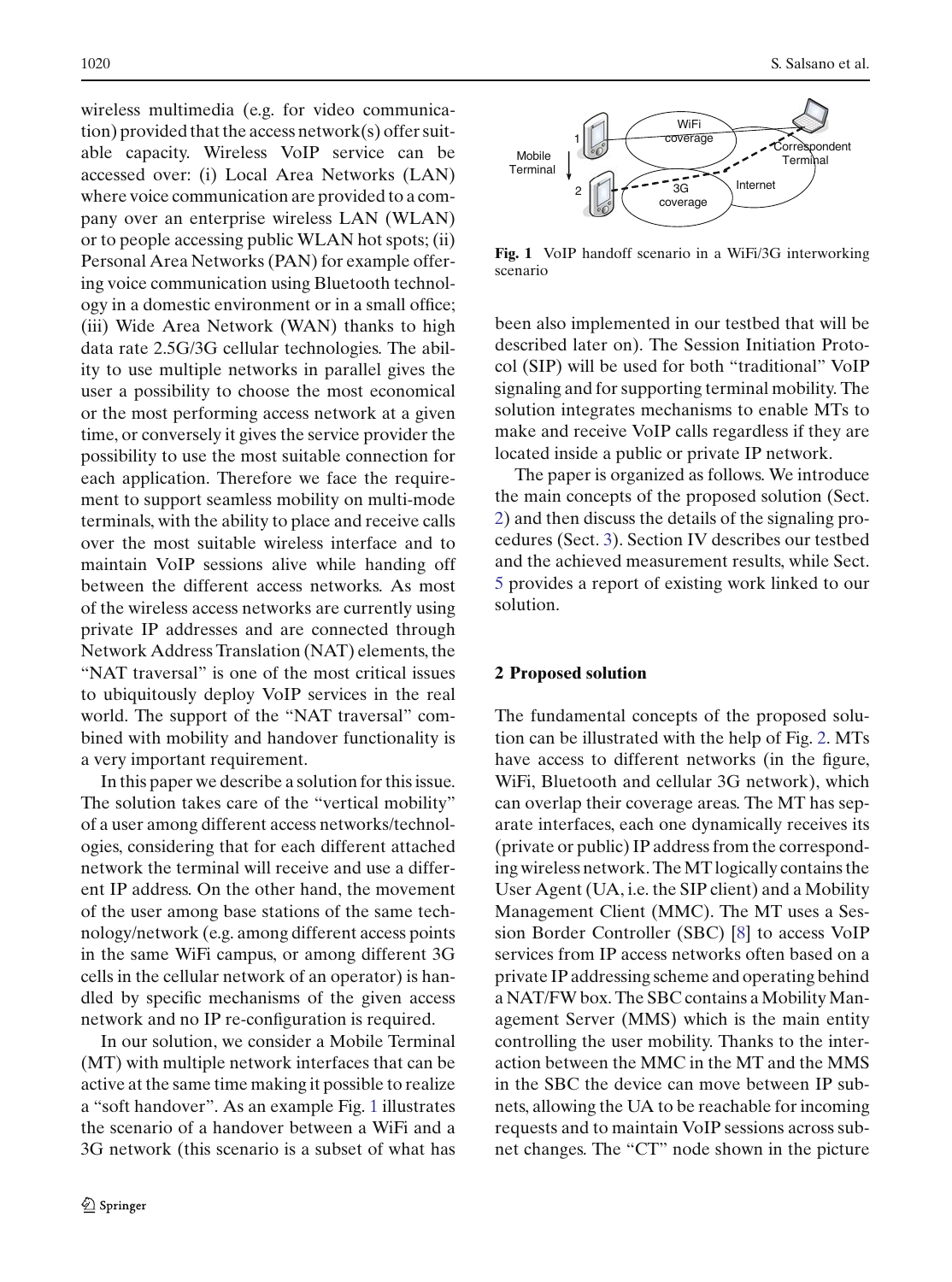wireless multimedia (e.g. for video communication) provided that the access network(s) offer suitable capacity. Wireless VoIP service can be accessed over: (i) Local Area Networks (LAN) where voice communication are provided to a company over an enterprise wireless LAN (WLAN) or to people accessing public WLAN hot spots; (ii) Personal Area Networks (PAN) for example offering voice communication using Bluetooth technology in a domestic environment or in a small office; (iii) Wide Area Network (WAN) thanks to high data rate 2.5G/3G cellular technologies. The ability to use multiple networks in parallel gives the user a possibility to choose the most economical or the most performing access network at a given time, or conversely it gives the service provider the possibility to use the most suitable connection for each application. Therefore we face the requirement to support seamless mobility on multi-mode terminals, with the ability to place and receive calls over the most suitable wireless interface and to maintain VoIP sessions alive while handing off between the different access networks. As most of the wireless access networks are currently using private IP addresses and are connected through Network Address Translation (NAT) elements, the "NAT traversal" is one of the most critical issues to ubiquitously deploy VoIP services in the real world. The support of the "NAT traversal" combined with mobility and handover functionality is a very important requirement.

In this paper we describe a solution for this issue. The solution takes care of the "vertical mobility" of a user among different access networks/technologies, considering that for each different attached network the terminal will receive and use a different IP address. On the other hand, the movement of the user among base stations of the same technology/network (e.g. among different access points in the same WiFi campus, or among different 3G cells in the cellular network of an operator) is handled by specific mechanisms of the given access network and no IP re-configuration is required.

In our solution, we consider a Mobile Terminal (MT) with multiple network interfaces that can be active at the same time making it possible to realize a "soft handover". As an example Fig. 1 illustrates the scenario of a handover between a WiFi and a 3G network (this scenario is a subset of what has been also implemented in our testbed that will be described later on). The Session Initiation Protocol (SIP) will be used for both "traditional" VoIP signaling and for supporting terminal mobility. The solution integrates mechanisms to enable MTs to make and receive VoIP calls regardless if they are located inside a public or private IP network.

Mobile Terminal
1
2
WiFi coverage
3G coverage
Internet
Correspondent Terminal

**Fig. 1** VoIP handoff scenario in a WiFi/3G interworking scenario

The paper is organized as follows. We introduce the main concepts of the proposed solution (Sect. 2) and then discuss the details of the signaling procedures (Sect. 3). Section IV describes our testbed and the achieved measurement results, while Sect. 5 provides a report of existing work linked to our solution.

## 2 Proposed solution

The fundamental concepts of the proposed solution can be illustrated with the help of Fig. 2. MTs have access to different networks (in the figure, WiFi, Bluetooth and cellular 3G network), which can overlap their coverage areas. The MT has separate interfaces, each one dynamically receives its (private or public) IP address from the corresponding wireless network. The MT logically contains the User Agent (UA, i.e. the SIP client) and a Mobility Management Client (MMC). The MT uses a Session Border Controller (SBC) [8] to access VoIP services from IP access networks often based on a private IP addressing scheme and operating behind a NAT/FW box. The SBC contains a Mobility Management Server (MMS) which is the main entity controlling the user mobility. Thanks to the interaction between the MMC in the MT and the MMS in the SBC the device can move between IP subnets, allowing the UA to be reachable for incoming requests and to maintain VoIP sessions across subnet changes. The "CT" node shown in the picture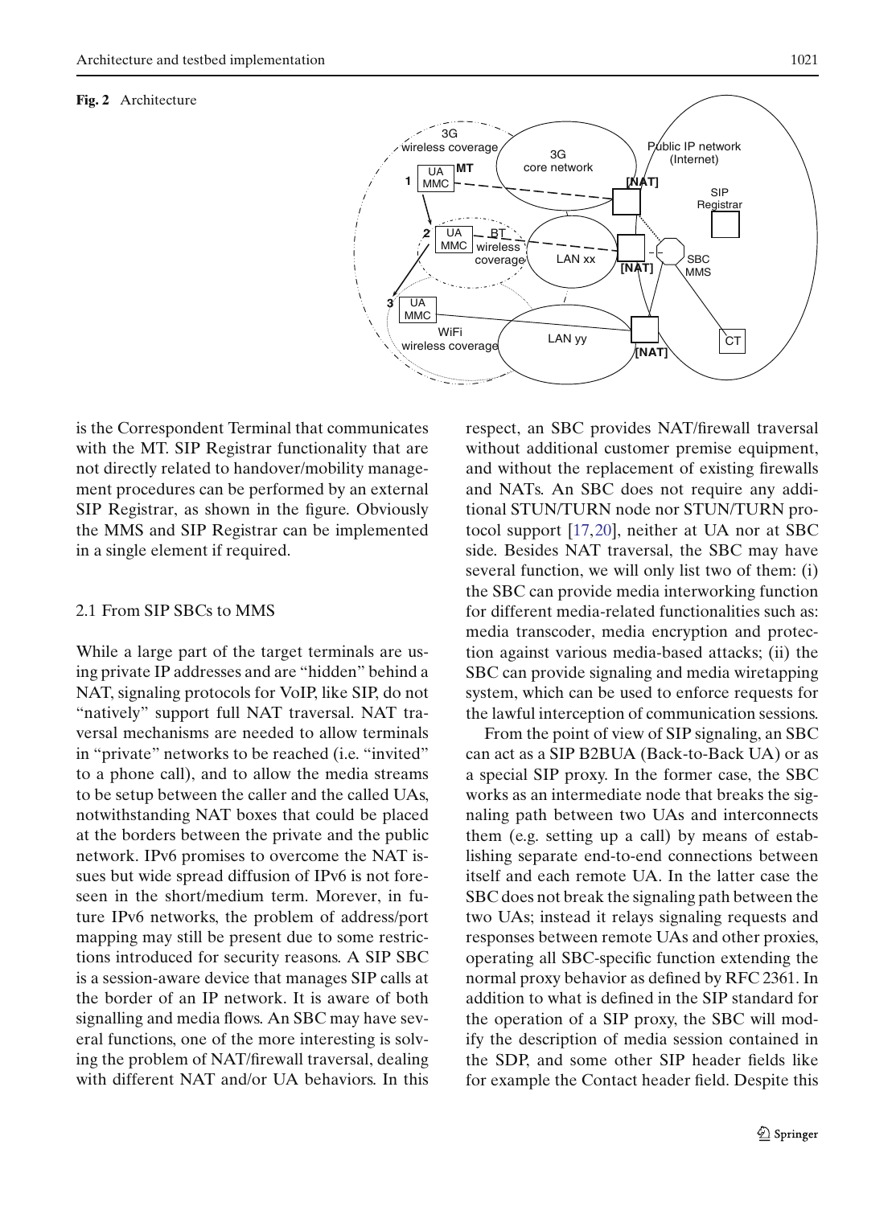**Fig. 2** Architecture

3G
wireless coverage
3G
core network
Public IP network
(Internet)
UA
MMC
MT
1
[NAT]
SIP
Registrar
2
UA
MMC
BT
wireless
coverage
LAN xx
[NAT]
SBC
MMS
3
UA
MMC
WiFi
wireless coverage
LAN yy
[NAT]
CT

is the Correspondent Terminal that communicates with the MT. SIP Registrar functionality that are not directly related to handover/mobility management procedures can be performed by an external SIP Registrar, as shown in the figure. Obviously the MMS and SIP Registrar can be implemented in a single element if required.

## 2.1 From SIP SBCs to MMS

While a large part of the target terminals are using private IP addresses and are "hidden" behind a NAT, signaling protocols for VoIP, like SIP, do not "natively" support full NAT traversal. NAT traversal mechanisms are needed to allow terminals in "private" networks to be reached (i.e. "invited" to a phone call), and to allow the media streams to be setup between the caller and the called UAs, notwithstanding NAT boxes that could be placed at the borders between the private and the public network. IPv6 promises to overcome the NAT issues but wide spread diffusion of IPv6 is not foreseen in the short/medium term. Morever, in future IPv6 networks, the problem of address/port mapping may still be present due to some restrictions introduced for security reasons. A SIP SBC is a session-aware device that manages SIP calls at the border of an IP network. It is aware of both signalling and media flows. An SBC may have several functions, one of the more interesting is solving the problem of NAT/firewall traversal, dealing with different NAT and/or UA behaviors. In this respect, an SBC provides NAT/firewall traversal without additional customer premise equipment, and without the replacement of existing firewalls and NATs. An SBC does not require any additional STUN/TURN node nor STUN/TURN protocol support [17,20], neither at UA nor at SBC side. Besides NAT traversal, the SBC may have several function, we will only list two of them: (i) the SBC can provide media interworking function for different media-related functionalities such as: media transcoder, media encryption and protection against various media-based attacks; (ii) the SBC can provide signaling and media wiretapping system, which can be used to enforce requests for the lawful interception of communication sessions.

From the point of view of SIP signaling, an SBC can act as a SIP B2BUA (Back-to-Back UA) or as a special SIP proxy. In the former case, the SBC works as an intermediate node that breaks the signaling path between two UAs and interconnects them (e.g. setting up a call) by means of establishing separate end-to-end connections between itself and each remote UA. In the latter case the SBC does not break the signaling path between the two UAs; instead it relays signaling requests and responses between remote UAs and other proxies, operating all SBC-specific function extending the normal proxy behavior as defined by RFC 2361. In addition to what is defined in the SIP standard for the operation of a SIP proxy, the SBC will modify the description of media session contained in the SDP, and some other SIP header fields like for example the Contact header field. Despite this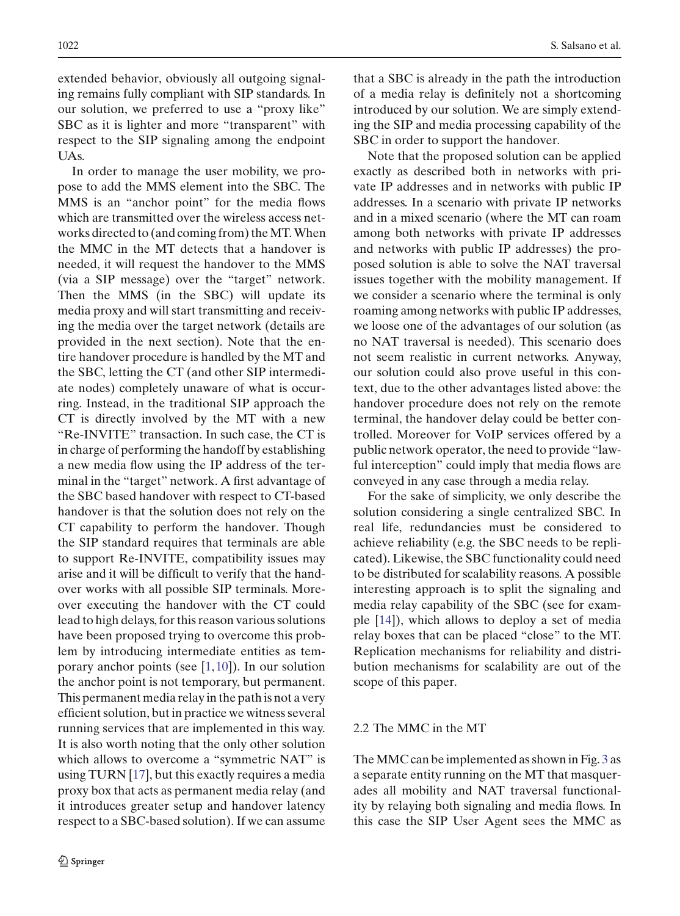extended behavior, obviously all outgoing signaling remains fully compliant with SIP standards. In our solution, we preferred to use a "proxy like" SBC as it is lighter and more "transparent" with respect to the SIP signaling among the endpoint UAs.

In order to manage the user mobility, we propose to add the MMS element into the SBC. The MMS is an "anchor point" for the media flows which are transmitted over the wireless access networks directed to (and coming from) the MT. When the MMC in the MT detects that a handover is needed, it will request the handover to the MMS (via a SIP message) over the "target" network. Then the MMS (in the SBC) will update its media proxy and will start transmitting and receiving the media over the target network (details are provided in the next section). Note that the entire handover procedure is handled by the MT and the SBC, letting the CT (and other SIP intermediate nodes) completely unaware of what is occurring. Instead, in the traditional SIP approach the CT is directly involved by the MT with a new "Re-INVITE" transaction. In such case, the CT is in charge of performing the handoff by establishing a new media flow using the IP address of the terminal in the "target" network. A first advantage of the SBC based handover with respect to CT-based handover is that the solution does not rely on the CT capability to perform the handover. Though the SIP standard requires that terminals are able to support Re-INVITE, compatibility issues may arise and it will be difficult to verify that the handover works with all possible SIP terminals. Moreover executing the handover with the CT could lead to high delays, for this reason various solutions have been proposed trying to overcome this problem by introducing intermediate entities as temporary anchor points (see [1,10]). In our solution the anchor point is not temporary, but permanent. This permanent media relay in the path is not a very efficient solution, but in practice we witness several running services that are implemented in this way. It is also worth noting that the only other solution which allows to overcome a "symmetric NAT" is using TURN [17], but this exactly requires a media proxy box that acts as permanent media relay (and it introduces greater setup and handover latency respect to a SBC-based solution). If we can assume that a SBC is already in the path the introduction of a media relay is definitely not a shortcoming introduced by our solution. We are simply extending the SIP and media processing capability of the SBC in order to support the handover.

Note that the proposed solution can be applied exactly as described both in networks with private IP addresses and in networks with public IP addresses. In a scenario with private IP networks and in a mixed scenario (where the MT can roam among both networks with private IP addresses and networks with public IP addresses) the proposed solution is able to solve the NAT traversal issues together with the mobility management. If we consider a scenario where the terminal is only roaming among networks with public IP addresses, we loose one of the advantages of our solution (as no NAT traversal is needed). This scenario does not seem realistic in current networks. Anyway, our solution could also prove useful in this context, due to the other advantages listed above: the handover procedure does not rely on the remote terminal, the handover delay could be better controlled. Moreover for VoIP services offered by a public network operator, the need to provide "lawful interception" could imply that media flows are conveyed in any case through a media relay.

For the sake of simplicity, we only describe the solution considering a single centralized SBC. In real life, redundancies must be considered to achieve reliability (e.g. the SBC needs to be replicated). Likewise, the SBC functionality could need to be distributed for scalability reasons. A possible interesting approach is to split the signaling and media relay capability of the SBC (see for example [14]), which allows to deploy a set of media relay boxes that can be placed "close" to the MT. Replication mechanisms for reliability and distribution mechanisms for scalability are out of the scope of this paper.

### 2.2 The MMC in the MT

The MMC can be implemented as shown in Fig. 3 as a separate entity running on the MT that masquerades all mobility and NAT traversal functionality by relaying both signaling and media flows. In this case the SIP User Agent sees the MMC as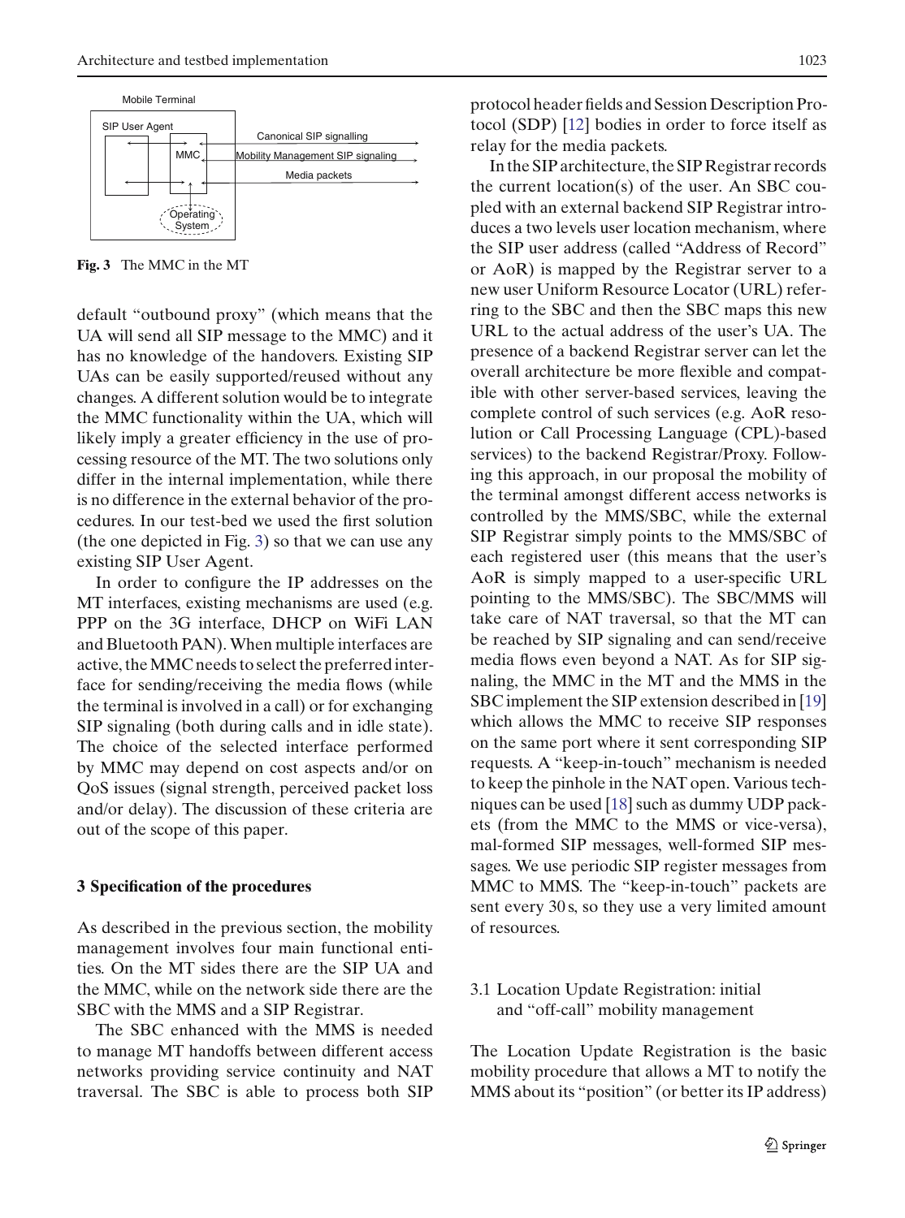Mobile Terminal

SIP User Agent

MMC

Canonical SIP signalling

Mobility Management SIP signaling

Media packets

Operating System

**Fig. 3** The MMC in the MT

default "outbound proxy" (which means that the UA will send all SIP message to the MMC) and it has no knowledge of the handovers. Existing SIP UAs can be easily supported/reused without any changes. A different solution would be to integrate the MMC functionality within the UA, which will likely imply a greater efficiency in the use of processing resource of the MT. The two solutions only differ in the internal implementation, while there is no difference in the external behavior of the procedures. In our test-bed we used the first solution (the one depicted in Fig. 3) so that we can use any existing SIP User Agent.

In order to configure the IP addresses on the MT interfaces, existing mechanisms are used (e.g. PPP on the 3G interface, DHCP on WiFi LAN and Bluetooth PAN). When multiple interfaces are active, the MMC needs to select the preferred interface for sending/receiving the media flows (while the terminal is involved in a call) or for exchanging SIP signaling (both during calls and in idle state). The choice of the selected interface performed by MMC may depend on cost aspects and/or on QoS issues (signal strength, perceived packet loss and/or delay). The discussion of these criteria are out of the scope of this paper.

## 3 Specification of the procedures

As described in the previous section, the mobility management involves four main functional entities. On the MT sides there are the SIP UA and the MMC, while on the network side there are the SBC with the MMS and a SIP Registrar.

The SBC enhanced with the MMS is needed to manage MT handoffs between different access networks providing service continuity and NAT traversal. The SBC is able to process both SIP protocol header fields and Session Description Protocol (SDP) [12] bodies in order to force itself as relay for the media packets.

In the SIP architecture, the SIP Registrar records the current location(s) of the user. An SBC coupled with an external backend SIP Registrar introduces a two levels user location mechanism, where the SIP user address (called "Address of Record" or AoR) is mapped by the Registrar server to a new user Uniform Resource Locator (URL) referring to the SBC and then the SBC maps this new URL to the actual address of the user's UA. The presence of a backend Registrar server can let the overall architecture be more flexible and compatible with other server-based services, leaving the complete control of such services (e.g. AoR resolution or Call Processing Language (CPL)-based services) to the backend Registrar/Proxy. Following this approach, in our proposal the mobility of the terminal amongst different access networks is controlled by the MMS/SBC, while the external SIP Registrar simply points to the MMS/SBC of each registered user (this means that the user's AoR is simply mapped to a user-specific URL pointing to the MMS/SBC). The SBC/MMS will take care of NAT traversal, so that the MT can be reached by SIP signaling and can send/receive media flows even beyond a NAT. As for SIP signaling, the MMC in the MT and the MMS in the SBC implement the SIP extension described in [19] which allows the MMC to receive SIP responses on the same port where it sent corresponding SIP requests. A "keep-in-touch" mechanism is needed to keep the pinhole in the NAT open. Various techniques can be used [18] such as dummy UDP packets (from the MMC to the MMS or vice-versa), mal-formed SIP messages, well-formed SIP messages. We use periodic SIP register messages from MMC to MMS. The "keep-in-touch" packets are sent every 30 s, so they use a very limited amount of resources.

### 3.1 Location Update Registration: initial and "off-call" mobility management

The Location Update Registration is the basic mobility procedure that allows a MT to notify the MMS about its "position" (or better its IP address)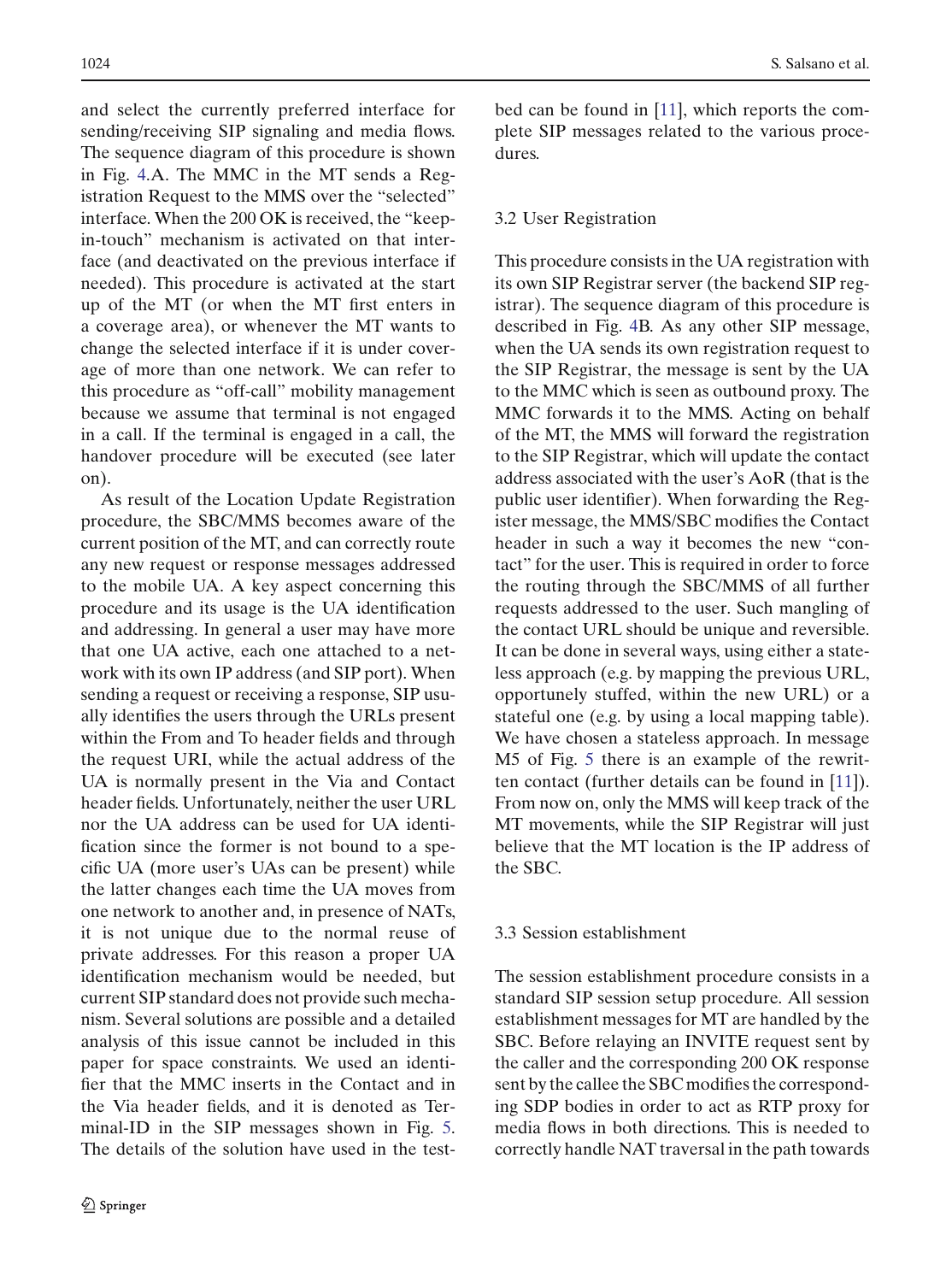and select the currently preferred interface for sending/receiving SIP signaling and media flows. The sequence diagram of this procedure is shown in Fig. 4.A. The MMC in the MT sends a Registration Request to the MMS over the "selected" interface. When the 200 OK is received, the "keep-in-touch" mechanism is activated on that interface (and deactivated on the previous interface if needed). This procedure is activated at the start up of the MT (or when the MT first enters in a coverage area), or whenever the MT wants to change the selected interface if it is under coverage of more than one network. We can refer to this procedure as "off-call" mobility management because we assume that terminal is not engaged in a call. If the terminal is engaged in a call, the handover procedure will be executed (see later on).

As result of the Location Update Registration procedure, the SBC/MMS becomes aware of the current position of the MT, and can correctly route any new request or response messages addressed to the mobile UA. A key aspect concerning this procedure and its usage is the UA identification and addressing. In general a user may have more that one UA active, each one attached to a network with its own IP address (and SIP port). When sending a request or receiving a response, SIP usually identifies the users through the URLs present within the From and To header fields and through the request URI, while the actual address of the UA is normally present in the Via and Contact header fields. Unfortunately, neither the user URL nor the UA address can be used for UA identification since the former is not bound to a specific UA (more user's UAs can be present) while the latter changes each time the UA moves from one network to another and, in presence of NATs, it is not unique due to the normal reuse of private addresses. For this reason a proper UA identification mechanism would be needed, but current SIP standard does not provide such mechanism. Several solutions are possible and a detailed analysis of this issue cannot be included in this paper for space constraints. We used an identifier that the MMC inserts in the Contact and in the Via header fields, and it is denoted as Terminal-ID in the SIP messages shown in Fig. 5. The details of the solution have used in the testbed can be found in [11], which reports the complete SIP messages related to the various procedures.

### 3.2 User Registration

This procedure consists in the UA registration with its own SIP Registrar server (the backend SIP registrar). The sequence diagram of this procedure is described in Fig. 4B. As any other SIP message, when the UA sends its own registration request to the SIP Registrar, the message is sent by the UA to the MMC which is seen as outbound proxy. The MMC forwards it to the MMS. Acting on behalf of the MT, the MMS will forward the registration to the SIP Registrar, which will update the contact address associated with the user's AoR (that is the public user identifier). When forwarding the Register message, the MMS/SBC modifies the Contact header in such a way it becomes the new "contact" for the user. This is required in order to force the routing through the SBC/MMS of all further requests addressed to the user. Such mangling of the contact URL should be unique and reversible. It can be done in several ways, using either a stateless approach (e.g. by mapping the previous URL, opportunely stuffed, within the new URL) or a stateful one (e.g. by using a local mapping table). We have chosen a stateless approach. In message M5 of Fig. 5 there is an example of the rewritten contact (further details can be found in [11]). From now on, only the MMS will keep track of the MT movements, while the SIP Registrar will just believe that the MT location is the IP address of the SBC.

### 3.3 Session establishment

The session establishment procedure consists in a standard SIP session setup procedure. All session establishment messages for MT are handled by the SBC. Before relaying an INVITE request sent by the caller and the corresponding 200 OK response sent by the callee the SBC modifies the corresponding SDP bodies in order to act as RTP proxy for media flows in both directions. This is needed to correctly handle NAT traversal in the path towards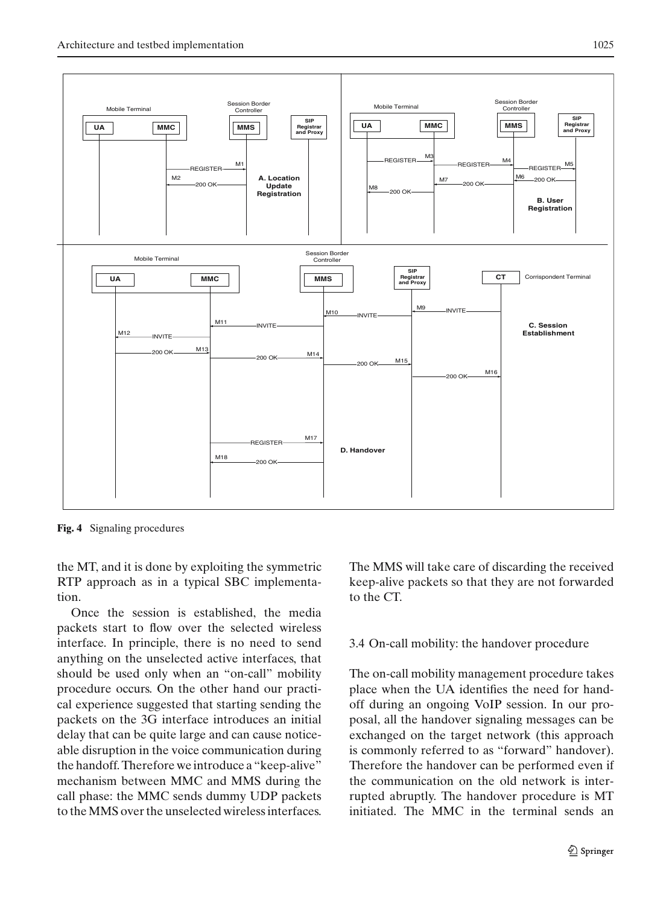**Fig. 4** Signaling procedures

the MT, and it is done by exploiting the symmetric RTP approach as in a typical SBC implementation.

Once the session is established, the media packets start to flow over the selected wireless interface. In principle, there is no need to send anything on the unselected active interfaces, that should be used only when an "on-call" mobility procedure occurs. On the other hand our practical experience suggested that starting sending the packets on the 3G interface introduces an initial delay that can be quite large and can cause noticeable disruption in the voice communication during the handoff. Therefore we introduce a "keep-alive" mechanism between MMC and MMS during the call phase: the MMC sends dummy UDP packets to the MMS over the unselected wireless interfaces. The MMS will take care of discarding the received keep-alive packets so that they are not forwarded to the CT.

### 3.4 On-call mobility: the handover procedure

The on-call mobility management procedure takes place when the UA identifies the need for handoff during an ongoing VoIP session. In our proposal, all the handover signaling messages can be exchanged on the target network (this approach is commonly referred to as "forward" handover). Therefore the handover can be performed even if the communication on the old network is interrupted abruptly. The handover procedure is MT initiated. The MMC in the terminal sends an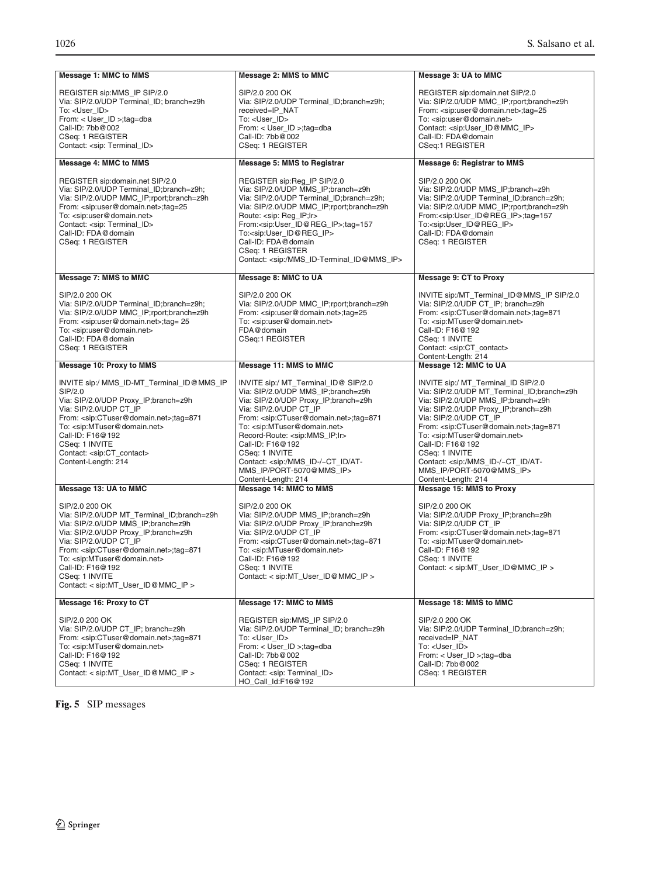**Message 1: MMC to MMS**

```
REGISTER sip:MMS_IP SIP/2.0
Via: SIP/2.0/UDP Terminal_ID; branch=z9h
To: <User_ID>
From: < User_ID >;tag=dba
Call-ID: 7bb@002
CSeq: 1 REGISTER
Contact: <sip: Terminal_ID>
```

**Message 2: MMS to MMC**

```
SIP/2.0 200 OK
Via: SIP/2.0/UDP Terminal_ID;branch=z9h;
received=IP_NAT
To: <User_ID>
From: < User_ID >;tag=dba
Call-ID: 7bb@002
CSeq: 1 REGISTER
```

**Message 3: UA to MMC**

```
REGISTER sip:domain.net SIP/2.0
Via: SIP/2.0/UDP MMC_IP;rport;branch=z9h
From: <sip:user@domain.net>;tag=25
To: <sip:user@domain.net>
Contact: <sip:User_ID@MMC_IP>
Call-ID: FDA@domain
CSeq:1 REGISTER
```

**Message 4: MMC to MMS**

```
REGISTER sip:domain.net SIP/2.0
Via: SIP/2.0/UDP Terminal_ID;branch=z9h;
Via: SIP/2.0/UDP MMC_IP;rport;branch=z9h
From: <sip:user@domain.net>;tag=25
To: <sip:user@domain.net>
Contact: <sip: Terminal_ID>
Call-ID: FDA@domain
CSeq: 1 REGISTER
```

**Message 5: MMS to Registrar**

```
REGISTER sip:Reg_IP SIP/2.0
Via: SIP/2.0/UDP MMS_IP;branch=z9h
Via: SIP/2.0/UDP Terminal_ID;branch=z9h;
Via: SIP/2.0/UDP MMC_IP;rport;branch=z9h
Route: <sip: Reg_IP;lr>
From:<sip:User_ID@REG_IP>;tag=157
To:<sip:User_ID@REG_IP>
Call-ID: FDA@domain
CSeq: 1 REGISTER
Contact: <sip:/MMS_ID-Terminal_ID@MMS_IP>
```

**Message 6: Registrar to MMS**

```
SIP/2.0 200 OK
Via: SIP/2.0/UDP MMS_IP;branch=z9h
Via: SIP/2.0/UDP Terminal_ID;branch=z9h;
Via: SIP/2.0/UDP MMC_IP;rport;branch=z9h
From:<sip:User_ID@REG_IP>;tag=157
To:<sip:User_ID@REG_IP>
Call-ID: FDA@domain
CSeq: 1 REGISTER
```

**Message 7: MMS to MMC**

```
SIP/2.0 200 OK
Via: SIP/2.0/UDP Terminal_ID;branch=z9h;
Via: SIP/2.0/UDP MMC_IP;rport;branch=z9h
From: <sip:user@domain.net>;tag= 25
To: <sip:user@domain.net>
Call-ID: FDA@domain
CSeq: 1 REGISTER
```

**Message 8: MMC to UA**

```
SIP/2.0 200 OK
Via: SIP/2.0/UDP MMC_IP;rport;branch=z9h
From: <sip:user@domain.net>;tag=25
To: <sip:user@domain.net>
FDA@domain
CSeq:1 REGISTER
```

**Message 9: CT to Proxy**

```
INVITE sip:/MT_Terminal_ID@MMS_IP SIP/2.0
Via: SIP/2.0/UDP CT_IP; branch=z9h
From: <sip:CTuser@domain.net>;tag=871
To: <sip:MTuser@domain.net>
Call-ID: F16@192
CSeq: 1 INVITE
Contact: <sip:CT_contact>
Content-Length: 214
```

**Message 10: Proxy to MMS**

```
INVITE sip:/ MMS_ID-MT_Terminal_ID@MMS_IP
SIP/2.0
Via: SIP/2.0/UDP Proxy_IP;branch=z9h
Via: SIP/2.0/UDP CT_IP
From: <sip:CTuser@domain.net>;tag=871
To: <sip:MTuser@domain.net>
Call-ID: F16@192
CSeq: 1 INVITE
Contact: <sip:CT_contact>
Content-Length: 214
```

**Message 11: MMS to MMC**

```
INVITE sip:/ MT_Terminal_ID@ SIP/2.0
Via: SIP/2.0/UDP MMS_IP;branch=z9h
Via: SIP/2.0/UDP Proxy_IP;branch=z9h
Via: SIP/2.0/UDP CT_IP
From: <sip:CTuser@domain.net>;tag=871
To: <sip:MTuser@domain.net>
Record-Route: <sip:MMS_IP;lr>
Call-ID: F16@192
CSeq: 1 INVITE
Contact: <sip:/MMS_ID-/~CT_ID/AT-
MMS_IP/PORT-5070@MMS_IP>
Content-Length: 214
```

**Message 12: MMC to UA**

```
INVITE sip:/ MT_Terminal_ID SIP/2.0
Via: SIP/2.0/UDP MT_Terminal_ID;branch=z9h
Via: SIP/2.0/UDP MMS_IP;branch=z9h
Via: SIP/2.0/UDP Proxy_IP;branch=z9h
Via: SIP/2.0/UDP CT_IP
From: <sip:CTuser@domain.net>;tag=871
To: <sip:MTuser@domain.net>
Call-ID: F16@192
CSeq: 1 INVITE
Contact: <sip:/MMS_ID-/~CT_ID/AT-
MMS_IP/PORT-5070@MMS_IP>
Content-Length: 214
```

**Message 13: UA to MMC**

```
SIP/2.0 200 OK
Via: SIP/2.0/UDP MT_Terminal_ID;branch=z9h
Via: SIP/2.0/UDP MMS_IP;branch=z9h
Via: SIP/2.0/UDP Proxy_IP;branch=z9h
Via: SIP/2.0/UDP CT_IP
From: <sip:CTuser@domain.net>;tag=871
To: <sip:MTuser@domain.net>
Call-ID: F16@192
CSeq: 1 INVITE
Contact: < sip:MT_User_ID@MMC_IP >
```

**Message 14: MMC to MMS**

```
SIP/2.0 200 OK
Via: SIP/2.0/UDP MMS_IP;branch=z9h
Via: SIP/2.0/UDP Proxy_IP;branch=z9h
Via: SIP/2.0/UDP CT_IP
From: <sip:CTuser@domain.net>;tag=871
To: <sip:MTuser@domain.net>
Call-ID: F16@192
CSeq: 1 INVITE
Contact: < sip:MT_User_ID@MMC_IP >
```

**Message 15: MMS to Proxy**

```
SIP/2.0 200 OK
Via: SIP/2.0/UDP Proxy_IP;branch=z9h
Via: SIP/2.0/UDP CT_IP
From: <sip:CTuser@domain.net>;tag=871
To: <sip:MTuser@domain.net>
Call-ID: F16@192
CSeq: 1 INVITE
Contact: < sip:MT_User_ID@MMC_IP >
```

**Message 16: Proxy to CT**

```
SIP/2.0 200 OK
Via: SIP/2.0/UDP CT_IP; branch=z9h
From: <sip:CTuser@domain.net>;tag=871
To: <sip:MTuser@domain.net>
Call-ID: F16@192
CSeq: 1 INVITE
Contact: < sip:MT_User_ID@MMC_IP >
```

**Message 17: MMC to MMS**

```
REGISTER sip:MMS_IP SIP/2.0
Via: SIP/2.0/UDP Terminal_ID; branch=z9h
To: <User_ID>
From: < User_ID >;tag=dba
Call-ID: 7bb@002
CSeq: 1 REGISTER
Contact: <sip: Terminal_ID>
HO_Call_Id:F16@192
```

**Message 18: MMS to MMC**

```
SIP/2.0 200 OK
Via: SIP/2.0/UDP Terminal_ID;branch=z9h;
received=IP_NAT
To: <User_ID>
From: < User_ID >;tag=dba
Call-ID: 7bb@002
CSeq: 1 REGISTER
```

**Fig. 5** SIP messages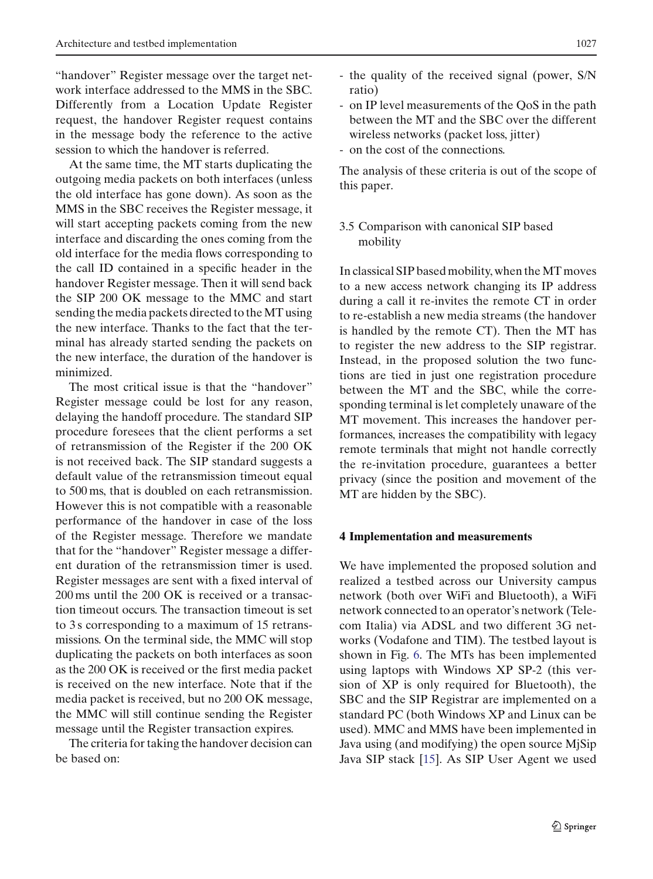"handover" Register message over the target network interface addressed to the MMS in the SBC. Differently from a Location Update Register request, the handover Register request contains in the message body the reference to the active session to which the handover is referred.

At the same time, the MT starts duplicating the outgoing media packets on both interfaces (unless the old interface has gone down). As soon as the MMS in the SBC receives the Register message, it will start accepting packets coming from the new interface and discarding the ones coming from the old interface for the media flows corresponding to the call ID contained in a specific header in the handover Register message. Then it will send back the SIP 200 OK message to the MMC and start sending the media packets directed to the MT using the new interface. Thanks to the fact that the terminal has already started sending the packets on the new interface, the duration of the handover is minimized.

The most critical issue is that the "handover" Register message could be lost for any reason, delaying the handoff procedure. The standard SIP procedure foresees that the client performs a set of retransmission of the Register if the 200 OK is not received back. The SIP standard suggests a default value of the retransmission timeout equal to 500 ms, that is doubled on each retransmission. However this is not compatible with a reasonable performance of the handover in case of the loss of the Register message. Therefore we mandate that for the "handover" Register message a different duration of the retransmission timer is used. Register messages are sent with a fixed interval of 200 ms until the 200 OK is received or a transaction timeout occurs. The transaction timeout is set to 3 s corresponding to a maximum of 15 retransmissions. On the terminal side, the MMC will stop duplicating the packets on both interfaces as soon as the 200 OK is received or the first media packet is received on the new interface. Note that if the media packet is received, but no 200 OK message, the MMC will still continue sending the Register message until the Register transaction expires.

The criteria for taking the handover decision can be based on:

- the quality of the received signal (power, S/N ratio)
- on IP level measurements of the QoS in the path between the MT and the SBC over the different wireless networks (packet loss, jitter)
- on the cost of the connections.

The analysis of these criteria is out of the scope of this paper.

### 3.5 Comparison with canonical SIP based mobility

In classical SIP based mobility, when the MT moves to a new access network changing its IP address during a call it re-invites the remote CT in order to re-establish a new media streams (the handover is handled by the remote CT). Then the MT has to register the new address to the SIP registrar. Instead, in the proposed solution the two functions are tied in just one registration procedure between the MT and the SBC, while the corresponding terminal is let completely unaware of the MT movement. This increases the handover performances, increases the compatibility with legacy remote terminals that might not handle correctly the re-invitation procedure, guarantees a better privacy (since the position and movement of the MT are hidden by the SBC).

## 4 Implementation and measurements

We have implemented the proposed solution and realized a testbed across our University campus network (both over WiFi and Bluetooth), a WiFi network connected to an operator's network (Telecom Italia) via ADSL and two different 3G networks (Vodafone and TIM). The testbed layout is shown in Fig. 6. The MTs has been implemented using laptops with Windows XP SP-2 (this version of XP is only required for Bluetooth), the SBC and the SIP Registrar are implemented on a standard PC (both Windows XP and Linux can be used). MMC and MMS have been implemented in Java using (and modifying) the open source MjSip Java SIP stack [15]. As SIP User Agent we used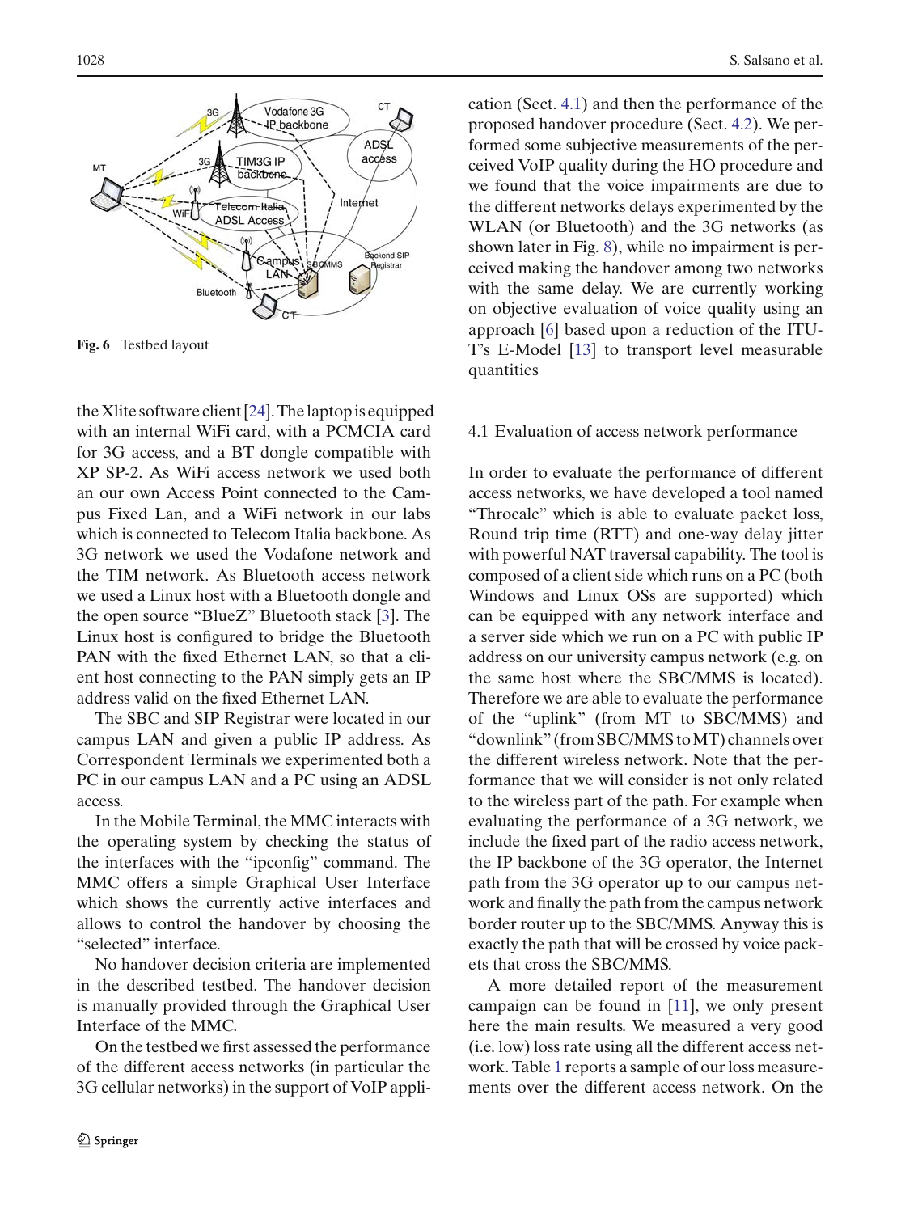Fig. 6 Testbed layout

the Xlite software client [24]. The laptop is equipped with an internal WiFi card, with a PCMCIA card for 3G access, and a BT dongle compatible with XP SP-2. As WiFi access network we used both an our own Access Point connected to the Campus Fixed Lan, and a WiFi network in our labs which is connected to Telecom Italia backbone. As 3G network we used the Vodafone network and the TIM network. As Bluetooth access network we used a Linux host with a Bluetooth dongle and the open source "BlueZ" Bluetooth stack [3]. The Linux host is configured to bridge the Bluetooth PAN with the fixed Ethernet LAN, so that a client host connecting to the PAN simply gets an IP address valid on the fixed Ethernet LAN.

The SBC and SIP Registrar were located in our campus LAN and given a public IP address. As Correspondent Terminals we experimented both a PC in our campus LAN and a PC using an ADSL access.

In the Mobile Terminal, the MMC interacts with the operating system by checking the status of the interfaces with the "ipconfig" command. The MMC offers a simple Graphical User Interface which shows the currently active interfaces and allows to control the handover by choosing the "selected" interface.

No handover decision criteria are implemented in the described testbed. The handover decision is manually provided through the Graphical User Interface of the MMC.

On the testbed we first assessed the performance of the different access networks (in particular the 3G cellular networks) in the support of VoIP application (Sect. 4.1) and then the performance of the proposed handover procedure (Sect. 4.2). We performed some subjective measurements of the perceived VoIP quality during the HO procedure and we found that the voice impairments are due to the different networks delays experimented by the WLAN (or Bluetooth) and the 3G networks (as shown later in Fig. 8), while no impairment is perceived making the handover among two networks with the same delay. We are currently working on objective evaluation of voice quality using an approach [6] based upon a reduction of the ITU-T's E-Model [13] to transport level measurable quantities

### 4.1 Evaluation of access network performance

In order to evaluate the performance of different access networks, we have developed a tool named "Throcalc" which is able to evaluate packet loss, Round trip time (RTT) and one-way delay jitter with powerful NAT traversal capability. The tool is composed of a client side which runs on a PC (both Windows and Linux OSs are supported) which can be equipped with any network interface and a server side which we run on a PC with public IP address on our university campus network (e.g. on the same host where the SBC/MMS is located). Therefore we are able to evaluate the performance of the "uplink" (from MT to SBC/MMS) and "downlink" (from SBC/MMS to MT) channels over the different wireless network. Note that the performance that we will consider is not only related to the wireless part of the path. For example when evaluating the performance of a 3G network, we include the fixed part of the radio access network, the IP backbone of the 3G operator, the Internet path from the 3G operator up to our campus network and finally the path from the campus network border router up to the SBC/MMS. Anyway this is exactly the path that will be crossed by voice packets that cross the SBC/MMS.

A more detailed report of the measurement campaign can be found in [11], we only present here the main results. We measured a very good (i.e. low) loss rate using all the different access network. Table 1 reports a sample of our loss measurements over the different access network. On the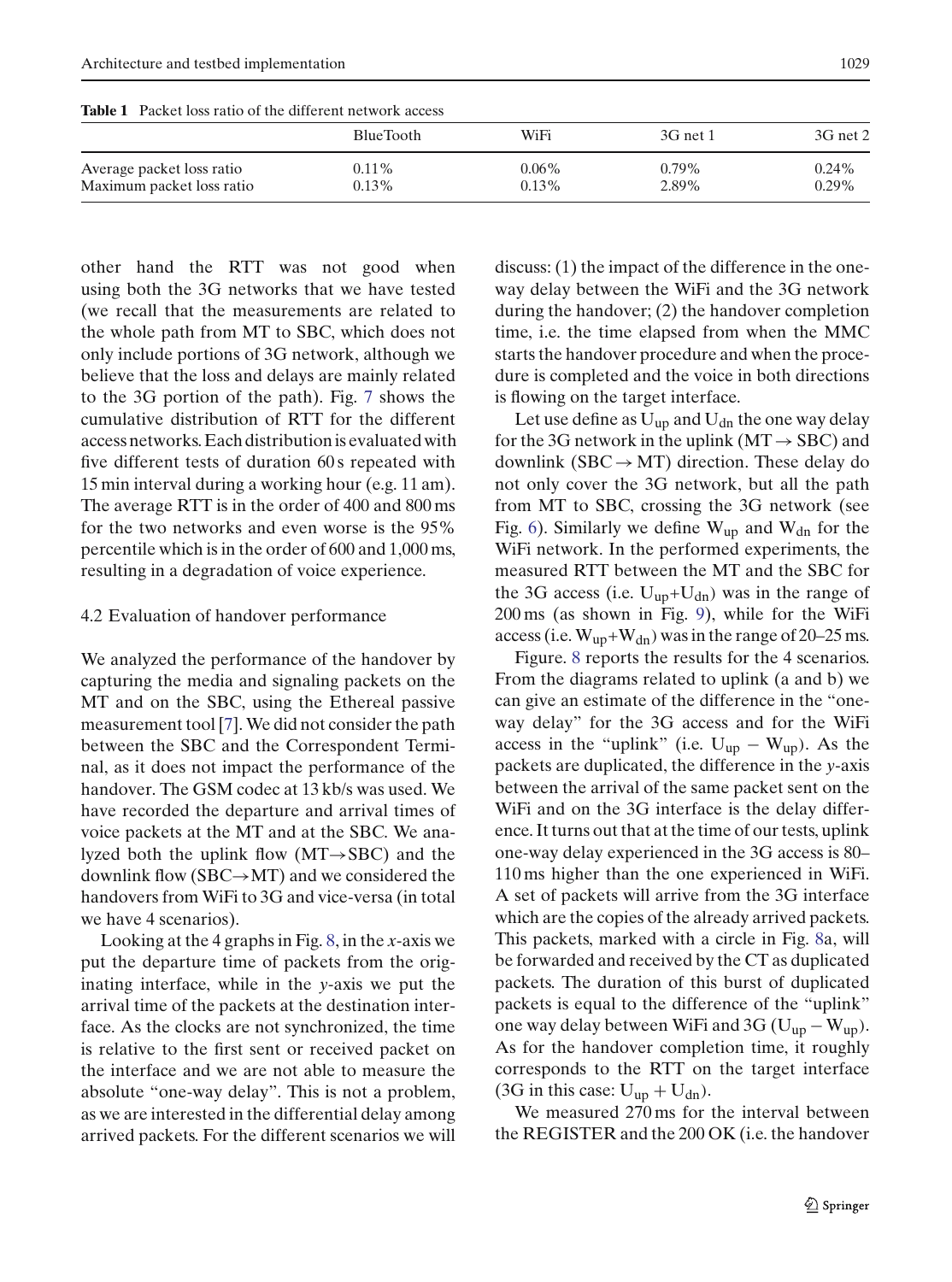**Table 1** Packet loss ratio of the different network access

| | BlueTooth | WiFi | 3G net 1 | 3G net 2 |
|---|---|---|---|---|
| Average packet loss ratio | 0.11% | 0.06% | 0.79% | 0.24% |
| Maximum packet loss ratio | 0.13% | 0.13% | 2.89% | 0.29% |

other hand the RTT was not good when using both the 3G networks that we have tested (we recall that the measurements are related to the whole path from MT to SBC, which does not only include portions of 3G network, although we believe that the loss and delays are mainly related to the 3G portion of the path). Fig. 7 shows the cumulative distribution of RTT for the different access networks. Each distribution is evaluated with five different tests of duration 60 s repeated with 15 min interval during a working hour (e.g. 11 am). The average RTT is in the order of 400 and 800 ms for the two networks and even worse is the 95% percentile which is in the order of 600 and 1,000 ms, resulting in a degradation of voice experience.

### 4.2 Evaluation of handover performance

We analyzed the performance of the handover by capturing the media and signaling packets on the MT and on the SBC, using the Ethereal passive measurement tool [7]. We did not consider the path between the SBC and the Correspondent Terminal, as it does not impact the performance of the handover. The GSM codec at 13 kb/s was used. We have recorded the departure and arrival times of voice packets at the MT and at the SBC. We analyzed both the uplink flow (MT→SBC) and the downlink flow (SBC→MT) and we considered the handovers from WiFi to 3G and vice-versa (in total we have 4 scenarios).

Looking at the 4 graphs in Fig. 8, in the *x*-axis we put the departure time of packets from the originating interface, while in the *y*-axis we put the arrival time of the packets at the destination interface. As the clocks are not synchronized, the time is relative to the first sent or received packet on the interface and we are not able to measure the absolute "one-way delay". This is not a problem, as we are interested in the differential delay among arrived packets. For the different scenarios we will discuss: (1) the impact of the difference in the one-way delay between the WiFi and the 3G network during the handover; (2) the handover completion time, i.e. the time elapsed from when the MMC starts the handover procedure and when the procedure is completed and the voice in both directions is flowing on the target interface.

Let use define as $U_{up}$ and $U_{dn}$ the one way delay for the 3G network in the uplink (MT → SBC) and downlink (SBC → MT) direction. These delay do not only cover the 3G network, but all the path from MT to SBC, crossing the 3G network (see Fig. 6). Similarly we define $W_{up}$ and $W_{dn}$ for the WiFi network. In the performed experiments, the measured RTT between the MT and the SBC for the 3G access (i.e. $U_{up}+U_{dn}$) was in the range of 200 ms (as shown in Fig. 9), while for the WiFi access (i.e. $W_{up}+W_{dn}$) was in the range of 20–25 ms.

Figure. 8 reports the results for the 4 scenarios. From the diagrams related to uplink (a and b) we can give an estimate of the difference in the "one-way delay" for the 3G access and for the WiFi access in the "uplink" (i.e. $U_{up} - W_{up}$). As the packets are duplicated, the difference in the *y*-axis between the arrival of the same packet sent on the WiFi and on the 3G interface is the delay difference. It turns out that at the time of our tests, uplink one-way delay experienced in the 3G access is 80–110 ms higher than the one experienced in WiFi. A set of packets will arrive from the 3G interface which are the copies of the already arrived packets. This packets, marked with a circle in Fig. 8a, will be forwarded and received by the CT as duplicated packets. The duration of this burst of duplicated packets is equal to the difference of the "uplink" one way delay between WiFi and 3G ($U_{up} - W_{up}$). As for the handover completion time, it roughly corresponds to the RTT on the target interface (3G in this case: $U_{up} + U_{dn}$).

We measured 270 ms for the interval between the REGISTER and the 200 OK (i.e. the handover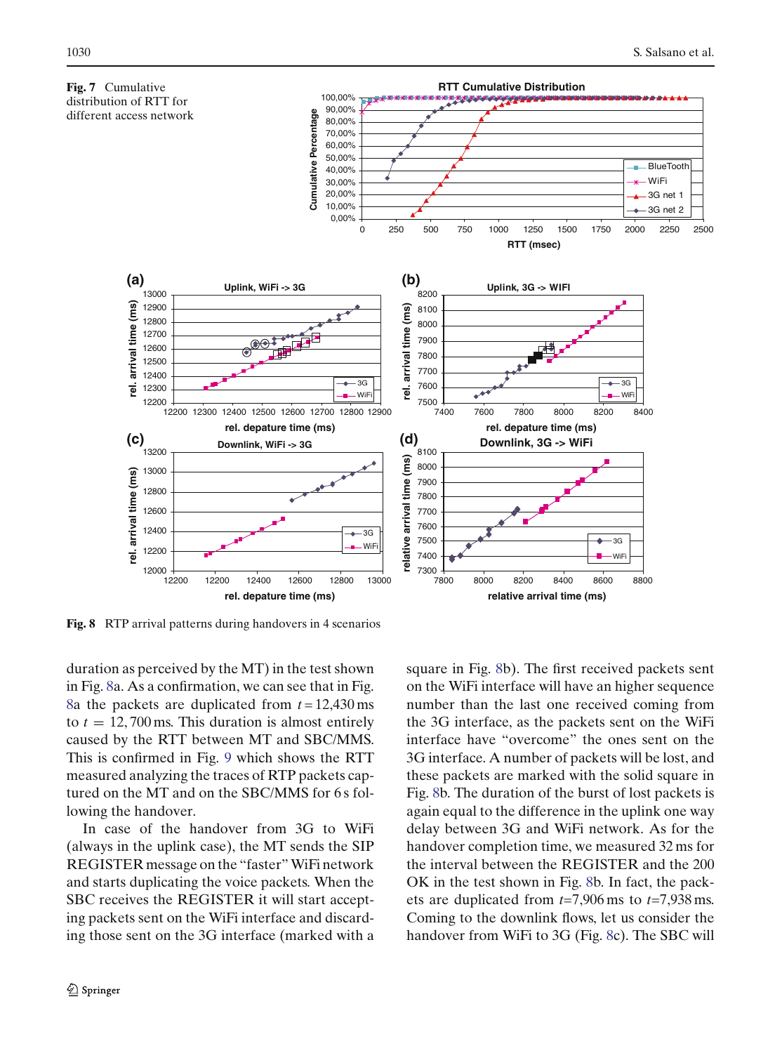**Fig. 7** Cumulative distribution of RTT for different access network

**Fig. 8** RTP arrival patterns during handovers in 4 scenarios

duration as perceived by the MT) in the test shown in Fig. 8a. As a confirmation, we can see that in Fig. 8a the packets are duplicated from $t = 12{,}430$ ms to $t = 12{,}700$ ms. This duration is almost entirely caused by the RTT between MT and SBC/MMS. This is confirmed in Fig. 9 which shows the RTT measured analyzing the traces of RTP packets captured on the MT and on the SBC/MMS for 6 s following the handover.

In case of the handover from 3G to WiFi (always in the uplink case), the MT sends the SIP REGISTER message on the "faster" WiFi network and starts duplicating the voice packets. When the SBC receives the REGISTER it will start accepting packets sent on the WiFi interface and discarding those sent on the 3G interface (marked with a square in Fig. 8b). The first received packets sent on the WiFi interface will have an higher sequence number than the last one received coming from the 3G interface, as the packets sent on the WiFi interface have "overcome" the ones sent on the 3G interface. A number of packets will be lost, and these packets are marked with the solid square in Fig. 8b. The duration of the burst of lost packets is again equal to the difference in the uplink one way delay between 3G and WiFi network. As for the handover completion time, we measured 32 ms for the interval between the REGISTER and the 200 OK in the test shown in Fig. 8b. In fact, the packets are duplicated from $t$=7,906 ms to $t$=7,938 ms. Coming to the downlink flows, let us consider the handover from WiFi to 3G (Fig. 8c). The SBC will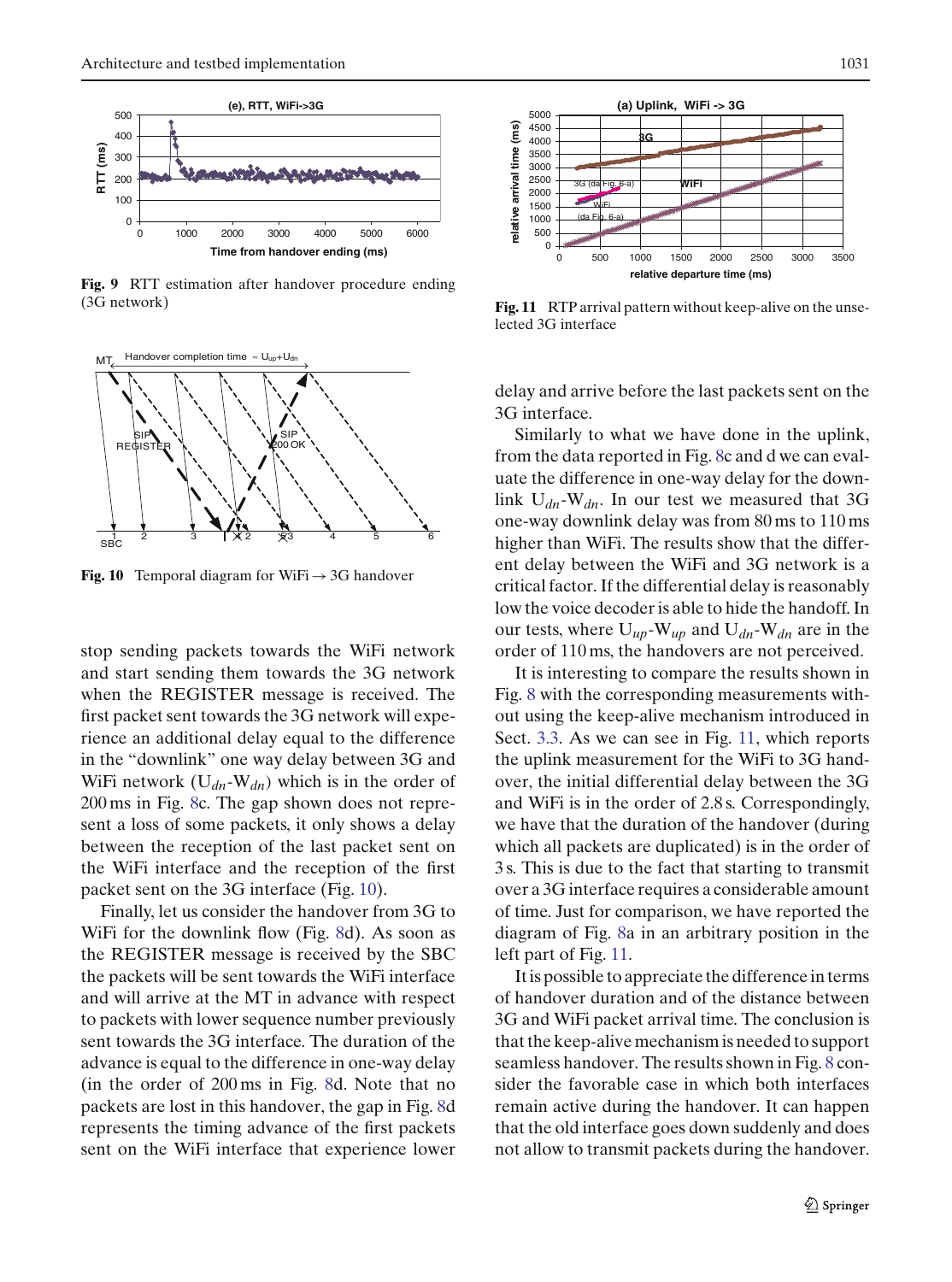**Fig. 9** RTT estimation after handover procedure ending (3G network)

**Fig. 10** Temporal diagram for WiFi → 3G handover

stop sending packets towards the WiFi network and start sending them towards the 3G network when the REGISTER message is received. The first packet sent towards the 3G network will experience an additional delay equal to the difference in the "downlink" one way delay between 3G and WiFi network ($U_{dn}$-$W_{dn}$) which is in the order of 200 ms in Fig. 8c. The gap shown does not represent a loss of some packets, it only shows a delay between the reception of the last packet sent on the WiFi interface and the reception of the first packet sent on the 3G interface (Fig. 10).

Finally, let us consider the handover from 3G to WiFi for the downlink flow (Fig. 8d). As soon as the REGISTER message is received by the SBC the packets will be sent towards the WiFi interface and will arrive at the MT in advance with respect to packets with lower sequence number previously sent towards the 3G interface. The duration of the advance is equal to the difference in one-way delay (in the order of 200 ms in Fig. 8d. Note that no packets are lost in this handover, the gap in Fig. 8d represents the timing advance of the first packets sent on the WiFi interface that experience lower delay and arrive before the last packets sent on the 3G interface.

Similarly to what we have done in the uplink, from the data reported in Fig. 8c and d we can evaluate the difference in one-way delay for the downlink $U_{dn}$-$W_{dn}$. In our test we measured that 3G one-way downlink delay was from 80 ms to 110 ms higher than WiFi. The results show that the different delay between the WiFi and 3G network is a critical factor. If the differential delay is reasonably low the voice decoder is able to hide the handoff. In our tests, where $U_{up}$-$W_{up}$ and $U_{dn}$-$W_{dn}$ are in the order of 110 ms, the handovers are not perceived.

It is interesting to compare the results shown in Fig. 8 with the corresponding measurements without using the keep-alive mechanism introduced in Sect. 3.3. As we can see in Fig. 11, which reports the uplink measurement for the WiFi to 3G handover, the initial differential delay between the 3G and WiFi is in the order of 2.8 s. Correspondingly, we have that the duration of the handover (during which all packets are duplicated) is in the order of 3 s. This is due to the fact that starting to transmit over a 3G interface requires a considerable amount of time. Just for comparison, we have reported the diagram of Fig. 8a in an arbitrary position in the left part of Fig. 11.

It is possible to appreciate the difference in terms of handover duration and of the distance between 3G and WiFi packet arrival time. The conclusion is that the keep-alive mechanism is needed to support seamless handover. The results shown in Fig. 8 consider the favorable case in which both interfaces remain active during the handover. It can happen that the old interface goes down suddenly and does not allow to transmit packets during the handover.

**Fig. 11** RTP arrival pattern without keep-alive on the unselected 3G interface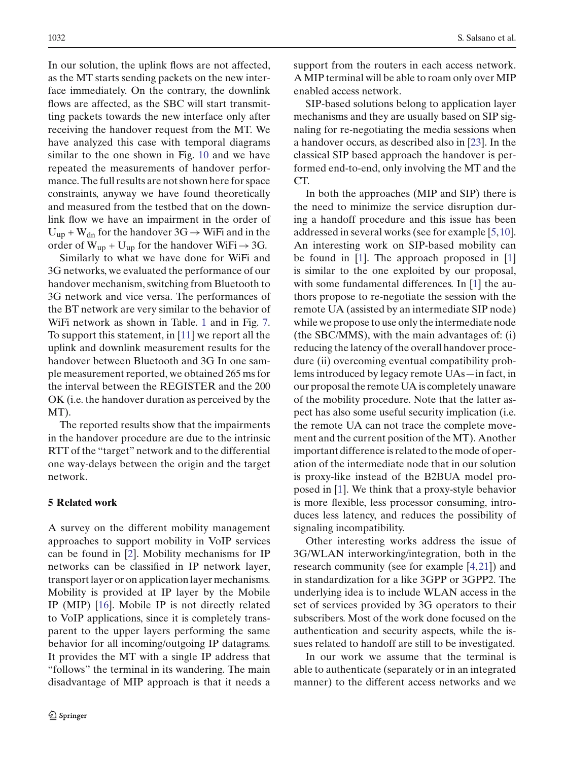In our solution, the uplink flows are not affected, as the MT starts sending packets on the new interface immediately. On the contrary, the downlink flows are affected, as the SBC will start transmitting packets towards the new interface only after receiving the handover request from the MT. We have analyzed this case with temporal diagrams similar to the one shown in Fig. 10 and we have repeated the measurements of handover performance. The full results are not shown here for space constraints, anyway we have found theoretically and measured from the testbed that on the downlink flow we have an impairment in the order of $U_{up} + W_{dn}$ for the handover 3G → WiFi and in the order of $W_{up} + U_{up}$ for the handover WiFi → 3G.

Similarly to what we have done for WiFi and 3G networks, we evaluated the performance of our handover mechanism, switching from Bluetooth to 3G network and vice versa. The performances of the BT network are very similar to the behavior of WiFi network as shown in Table. 1 and in Fig. 7. To support this statement, in [11] we report all the uplink and downlink measurement results for the handover between Bluetooth and 3G In one sample measurement reported, we obtained 265 ms for the interval between the REGISTER and the 200 OK (i.e. the handover duration as perceived by the MT).

The reported results show that the impairments in the handover procedure are due to the intrinsic RTT of the "target" network and to the differential one way-delays between the origin and the target network.

## 5 Related work

A survey on the different mobility management approaches to support mobility in VoIP services can be found in [2]. Mobility mechanisms for IP networks can be classified in IP network layer, transport layer or on application layer mechanisms. Mobility is provided at IP layer by the Mobile IP (MIP) [16]. Mobile IP is not directly related to VoIP applications, since it is completely transparent to the upper layers performing the same behavior for all incoming/outgoing IP datagrams. It provides the MT with a single IP address that "follows" the terminal in its wandering. The main disadvantage of MIP approach is that it needs a support from the routers in each access network. A MIP terminal will be able to roam only over MIP enabled access network.

SIP-based solutions belong to application layer mechanisms and they are usually based on SIP signaling for re-negotiating the media sessions when a handover occurs, as described also in [23]. In the classical SIP based approach the handover is performed end-to-end, only involving the MT and the CT.

In both the approaches (MIP and SIP) there is the need to minimize the service disruption during a handoff procedure and this issue has been addressed in several works (see for example [5,10]. An interesting work on SIP-based mobility can be found in [1]. The approach proposed in [1] is similar to the one exploited by our proposal, with some fundamental differences. In [1] the authors propose to re-negotiate the session with the remote UA (assisted by an intermediate SIP node) while we propose to use only the intermediate node (the SBC/MMS), with the main advantages of: (i) reducing the latency of the overall handover procedure (ii) overcoming eventual compatibility problems introduced by legacy remote UAs—in fact, in our proposal the remote UA is completely unaware of the mobility procedure. Note that the latter aspect has also some useful security implication (i.e. the remote UA can not trace the complete movement and the current position of the MT). Another important difference is related to the mode of operation of the intermediate node that in our solution is proxy-like instead of the B2BUA model proposed in [1]. We think that a proxy-style behavior is more flexible, less processor consuming, introduces less latency, and reduces the possibility of signaling incompatibility.

Other interesting works address the issue of 3G/WLAN interworking/integration, both in the research community (see for example [4,21]) and in standardization for a like 3GPP or 3GPP2. The underlying idea is to include WLAN access in the set of services provided by 3G operators to their subscribers. Most of the work done focused on the authentication and security aspects, while the issues related to handoff are still to be investigated.

In our work we assume that the terminal is able to authenticate (separately or in an integrated manner) to the different access networks and we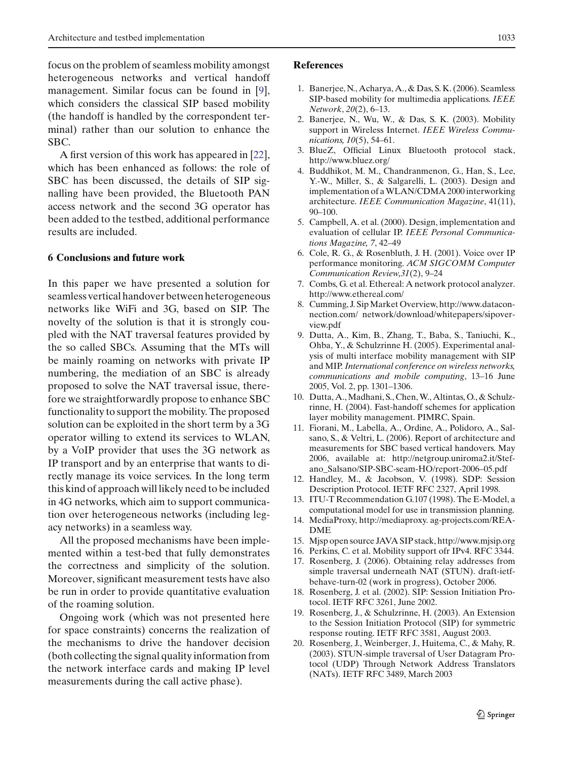focus on the problem of seamless mobility amongst heterogeneous networks and vertical handoff management. Similar focus can be found in [9], which considers the classical SIP based mobility (the handoff is handled by the correspondent terminal) rather than our solution to enhance the SBC.

A first version of this work has appeared in [22], which has been enhanced as follows: the role of SBC has been discussed, the details of SIP signalling have been provided, the Bluetooth PAN access network and the second 3G operator has been added to the testbed, additional performance results are included.

## 6 Conclusions and future work

In this paper we have presented a solution for seamless vertical handover between heterogeneous networks like WiFi and 3G, based on SIP. The novelty of the solution is that it is strongly coupled with the NAT traversal features provided by the so called SBCs. Assuming that the MTs will be mainly roaming on networks with private IP numbering, the mediation of an SBC is already proposed to solve the NAT traversal issue, therefore we straightforwardly propose to enhance SBC functionality to support the mobility. The proposed solution can be exploited in the short term by a 3G operator willing to extend its services to WLAN, by a VoIP provider that uses the 3G network as IP transport and by an enterprise that wants to directly manage its voice services. In the long term this kind of approach will likely need to be included in 4G networks, which aim to support communication over heterogeneous networks (including legacy networks) in a seamless way.

All the proposed mechanisms have been implemented within a test-bed that fully demonstrates the correctness and simplicity of the solution. Moreover, significant measurement tests have also be run in order to provide quantitative evaluation of the roaming solution.

Ongoing work (which was not presented here for space constraints) concerns the realization of the mechanisms to drive the handover decision (both collecting the signal quality information from the network interface cards and making IP level measurements during the call active phase).

## References

1. Banerjee, N., Acharya, A., & Das, S. K. (2006). Seamless SIP-based mobility for multimedia applications. *IEEE Network*, *20*(2), 6–13.
2. Banerjee, N., Wu, W., & Das, S. K. (2003). Mobility support in Wireless Internet. *IEEE Wireless Communications, 10*(5), 54–61.
3. BlueZ, Official Linux Bluetooth protocol stack, http://www.bluez.org/
4. Buddhikot, M. M., Chandranmenon, G., Han, S., Lee, Y.-W., Miller, S., & Salgarelli, L. (2003). Design and implementation of a WLAN/CDMA 2000 interworking architecture. *IEEE Communication Magazine*, 41(11), 90–100.
5. Campbell, A. et al. (2000). Design, implementation and evaluation of cellular IP. *IEEE Personal Communications Magazine, 7*, 42–49
6. Cole, R. G., & Rosenbluth, J. H. (2001). Voice over IP performance monitoring. *ACM SIGCOMM Computer Communication Review,31*(2), 9–24
7. Combs, G. et al. Ethereal: A network protocol analyzer. http://www.ethereal.com/
8. Cumming, J. Sip Market Overview, http://www.dataconnection.com/ network/download/whitepapers/sipoverview.pdf
9. Dutta, A., Kim, B., Zhang, T., Baba, S., Taniuchi, K., Ohba, Y., & Schulzrinne H. (2005). Experimental analysis of multi interface mobility management with SIP and MIP. *International conference on wireless networks, communications and mobile computing*, 13–16 June 2005, Vol. 2, pp. 1301–1306.
10. Dutta, A., Madhani, S., Chen, W., Altintas, O., & Schulzrinne, H. (2004). Fast-handoff schemes for application layer mobility management. PIMRC, Spain.
11. Fiorani, M., Labella, A., Ordine, A., Polidoro, A., Salsano, S., & Veltri, L. (2006). Report of architecture and measurements for SBC based vertical handovers. May 2006, available at: http://netgroup.uniroma2.it/Stefano_Salsano/SIP-SBC-seam-HO/report-2006–05.pdf
12. Handley, M., & Jacobson, V. (1998). SDP: Session Description Protocol. IETF RFC 2327, April 1998.
13. ITU-T Recommendation G.107 (1998). The E-Model, a computational model for use in transmission planning.
14. MediaProxy, http://mediaproxy. ag-projects.com/README
15. Mjsp open source JAVA SIP stack, http://www.mjsip.org
16. Perkins, C. et al. Mobility support ofr IPv4. RFC 3344.
17. Rosenberg, J. (2006). Obtaining relay addresses from simple traversal underneath NAT (STUN). draft-ietf-behave-turn-02 (work in progress), October 2006.
18. Rosenberg, J. et al. (2002). SIP: Session Initiation Protocol. IETF RFC 3261, June 2002.
19. Rosenberg, J., & Schulzrinne, H. (2003). An Extension to the Session Initiation Protocol (SIP) for symmetric response routing. IETF RFC 3581, August 2003.
20. Rosenberg, J., Weinberger, J., Huitema, C., & Mahy, R. (2003). STUN-simple traversal of User Datagram Protocol (UDP) Through Network Address Translators (NATs). IETF RFC 3489, March 2003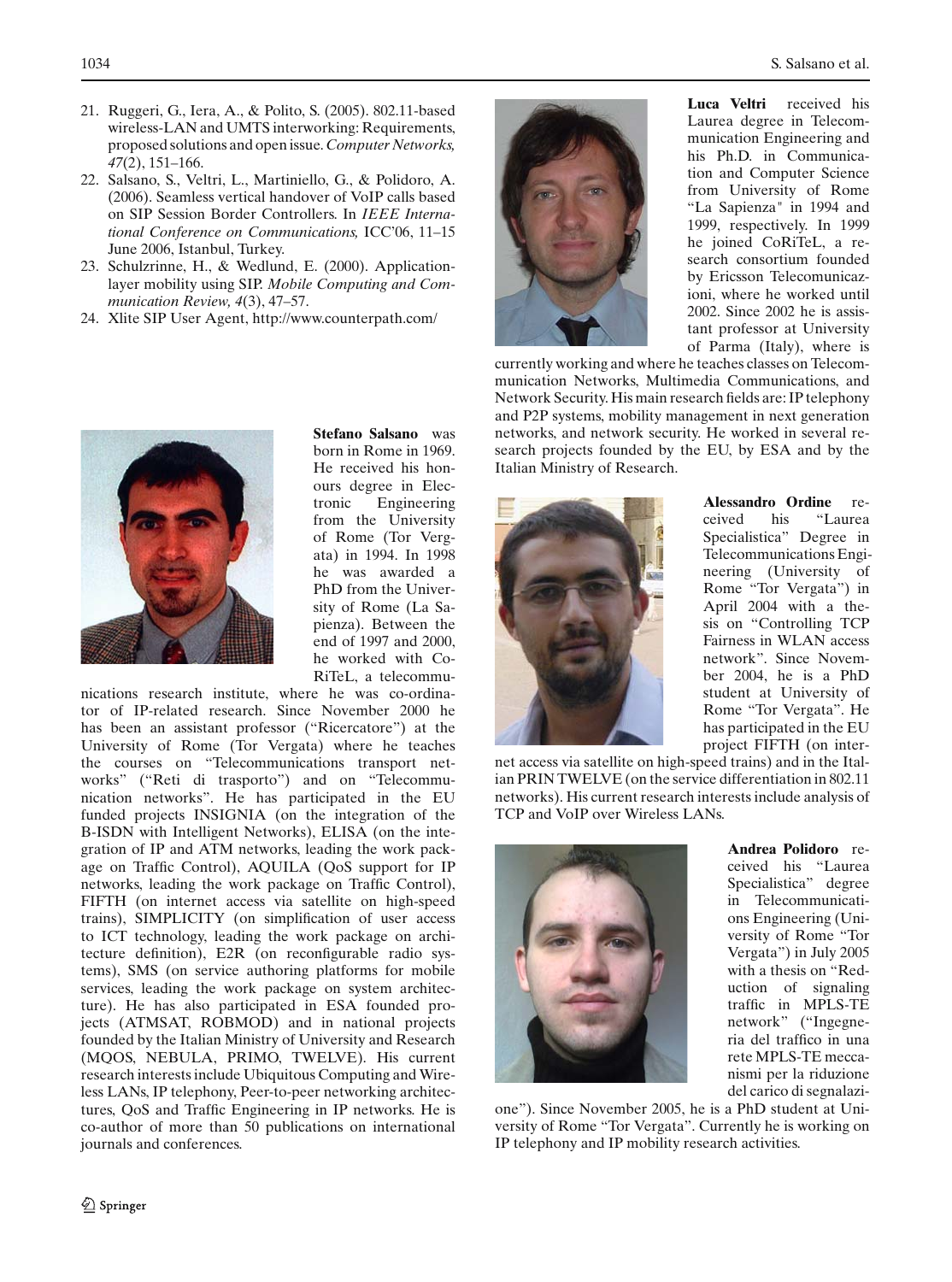21. Ruggeri, G., Iera, A., & Polito, S. (2005). 802.11-based wireless-LAN and UMTS interworking: Requirements, proposed solutions and open issue. *Computer Networks, 47*(2), 151–166.
22. Salsano, S., Veltri, L., Martiniello, G., & Polidoro, A. (2006). Seamless vertical handover of VoIP calls based on SIP Session Border Controllers. In *IEEE International Conference on Communications,* ICC'06, 11–15 June 2006, Istanbul, Turkey.
23. Schulzrinne, H., & Wedlund, E. (2000). Application-layer mobility using SIP. *Mobile Computing and Communication Review, 4*(3), 47–57.
24. Xlite SIP User Agent, http://www.counterpath.com/

**Stefano Salsano** was born in Rome in 1969. He received his honours degree in Electronic Engineering from the University of Rome (Tor Vergata) in 1994. In 1998 he was awarded a PhD from the University of Rome (La Sapienza). Between the end of 1997 and 2000, he worked with CoRiTeL, a telecommunications research institute, where he was co-ordinator of IP-related research. Since November 2000 he has been an assistant professor ("Ricercatore") at the University of Rome (Tor Vergata) where he teaches the courses on "Telecommunications transport networks" ("Reti di trasporto") and on "Telecommunication networks". He has participated in the EU funded projects INSIGNIA (on the integration of the B-ISDN with Intelligent Networks), ELISA (on the integration of IP and ATM networks, leading the work package on Traffic Control), AQUILA (QoS support for IP networks, leading the work package on Traffic Control), FIFTH (on internet access via satellite on high-speed trains), SIMPLICITY (on simplification of user access to ICT technology, leading the work package on architecture definition), E2R (on reconfigurable radio systems), SMS (on service authoring platforms for mobile services, leading the work package on system architecture). He has also participated in ESA founded projects (ATMSAT, ROBMOD) and in national projects founded by the Italian Ministry of University and Research (MQOS, NEBULA, PRIMO, TWELVE). His current research interests include Ubiquitous Computing and Wireless LANs, IP telephony, Peer-to-peer networking architectures, QoS and Traffic Engineering in IP networks. He is co-author of more than 50 publications on international journals and conferences.

**Luca Veltri** received his Laurea degree in Telecommunication Engineering and his Ph.D. in Communication and Computer Science from University of Rome "La Sapienza" in 1994 and 1999, respectively. In 1999 he joined CoRiTeL, a research consortium founded by Ericsson Telecomunicazioni, where he worked until 2002. Since 2002 he is assistant professor at University of Parma (Italy), where is currently working and where he teaches classes on Telecommunication Networks, Multimedia Communications, and Network Security. His main research fields are: IP telephony and P2P systems, mobility management in next generation networks, and network security. He worked in several research projects founded by the EU, by ESA and by the Italian Ministry of Research.

**Alessandro Ordine** received his "Laurea Specialistica" Degree in Telecommunications Engineering (University of Rome "Tor Vergata") in April 2004 with a thesis on "Controlling TCP Fairness in WLAN access network". Since November 2004, he is a PhD student at University of Rome "Tor Vergata". He has participated in the EU project FIFTH (on internet access via satellite on high-speed trains) and in the Italian PRIN TWELVE (on the service differentiation in 802.11 networks). His current research interests include analysis of TCP and VoIP over Wireless LANs.

**Andrea Polidoro** received his "Laurea Specialistica" degree in Telecommunications Engineering (University of Rome "Tor Vergata") in July 2005 with a thesis on "Reduction of signaling traffic in MPLS-TE network" ("Ingegneria del traffico in una rete MPLS-TE meccanismi per la riduzione del carico di segnalazione"). Since November 2005, he is a PhD student at University of Rome "Tor Vergata". Currently he is working on IP telephony and IP mobility research activities.